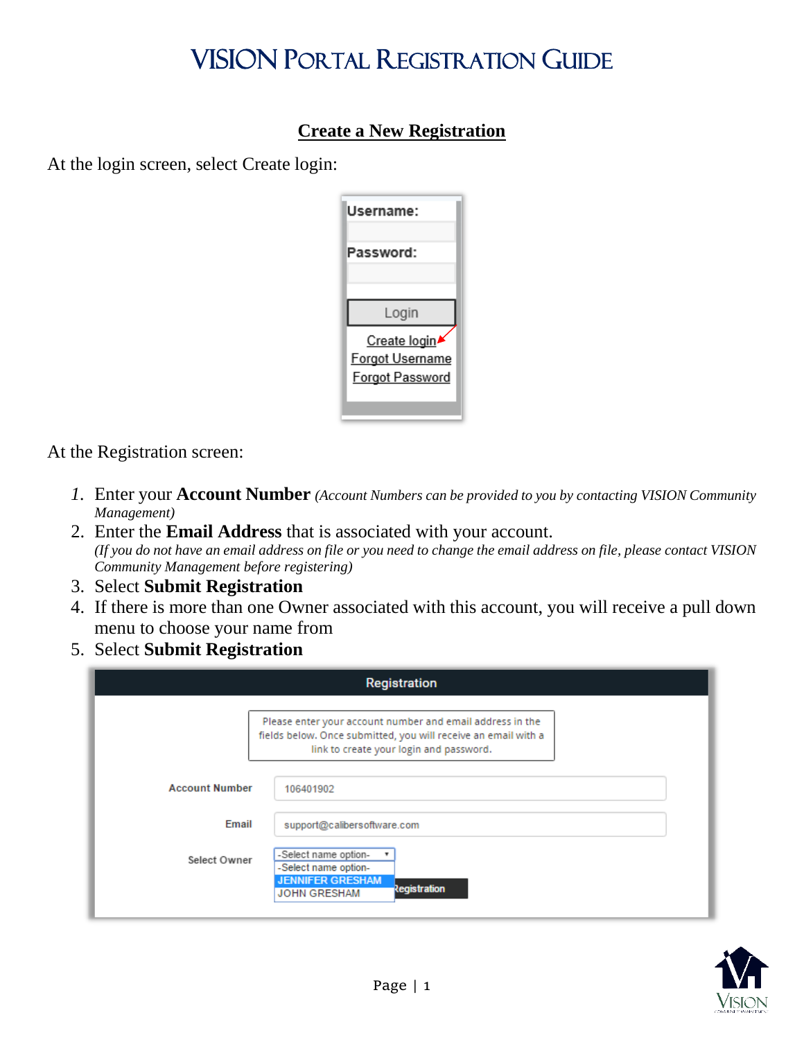# VISION PORTAL REGISTRATION GUIDE

## Create a New Registration

At the login screen, select Create login:

At the Registration screen:

1. Enter your **Account Number** *(Account Numbers can be provided to you by contacting VISION Community Management)*
2. Enter the **Email Address** that is associated with your account.
   *(If you do not have an email address on file or you need to change the email address on file, please contact VISION Community Management before registering)*
3. Select **Submit Registration**
4. If there is more than one Owner associated with this account, you will receive a pull down menu to choose your name from
5. Select **Submit Registration**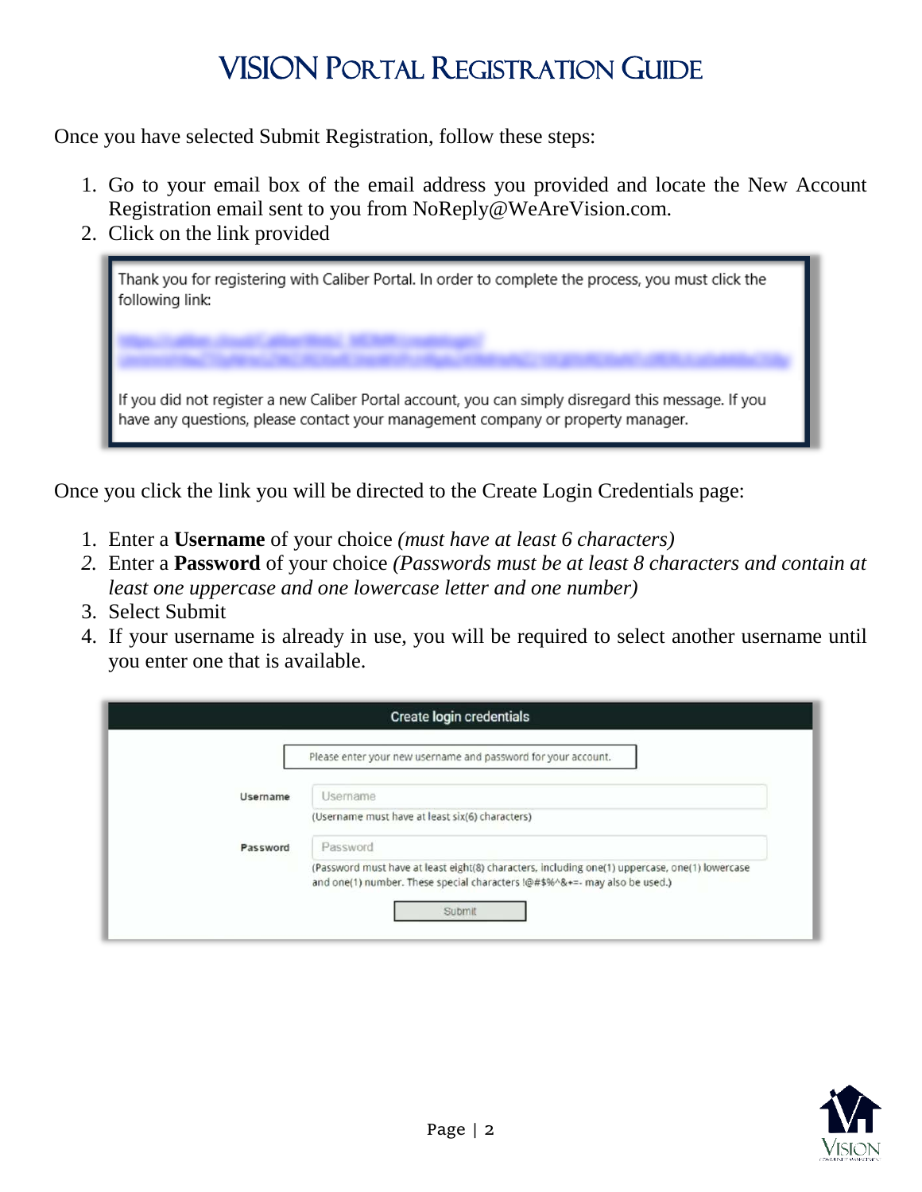# VISION PORTAL REGISTRATION GUIDE

Once you have selected Submit Registration, follow these steps:

1. Go to your email box of the email address you provided and locate the New Account Registration email sent to you from NoReply@WeAreVision.com.
2. Click on the link provided

> Thank you for registering with Caliber Portal. In order to complete the process, you must click the following link:
>
> If you did not register a new Caliber Portal account, you can simply disregard this message. If you have any questions, please contact your management company or property manager.

Once you click the link you will be directed to the Create Login Credentials page:

1. Enter a **Username** of your choice *(must have at least 6 characters)*
2. Enter a **Password** of your choice *(Passwords must be at least 8 characters and contain at least one uppercase and one lowercase letter and one number)*
3. Select Submit
4. If your username is already in use, you will be required to select another username until you enter one that is available.

> **Create login credentials**
>
> Please enter your new username and password for your account.
>
> **Username** — (Username must have at least six(6) characters)
>
> **Password** — (Password must have at least eight(8) characters, including one(1) uppercase, one(1) lowercase and one(1) number. These special characters !@#$%^&+=- may also be used.)
>
> Submit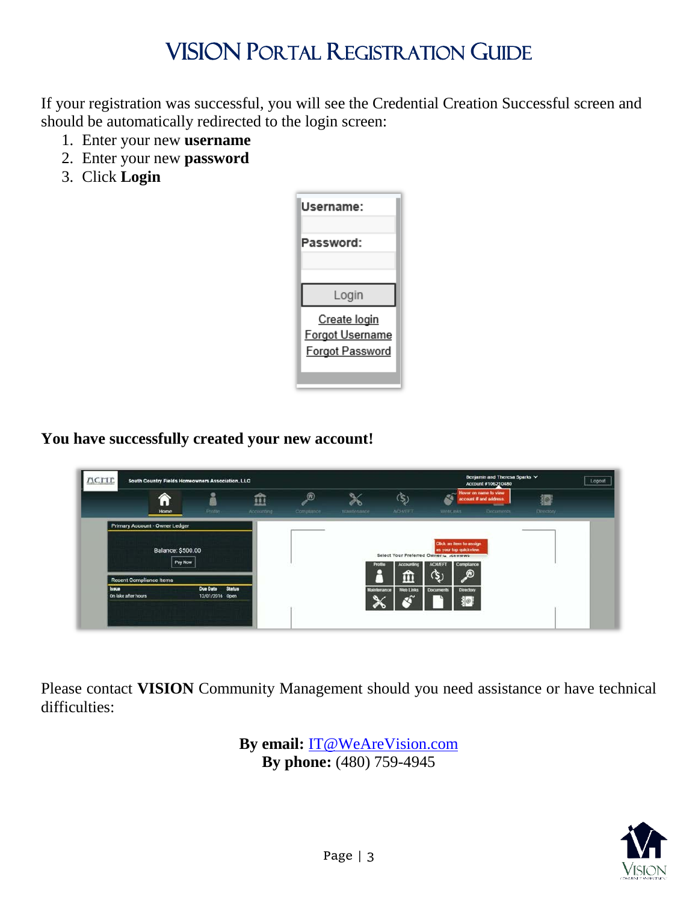# VISION PORTAL REGISTRATION GUIDE

If your registration was successful, you will see the Credential Creation Successful screen and should be automatically redirected to the login screen:

1. Enter your new **username**
2. Enter your new **password**
3. Click **Login**

**You have successfully created your new account!**

Please contact **VISION** Community Management should you need assistance or have technical difficulties:

**By email:** [IT@WeAreVision.com](mailto:IT@WeAreVision.com)
**By phone:** (480) 759-4945